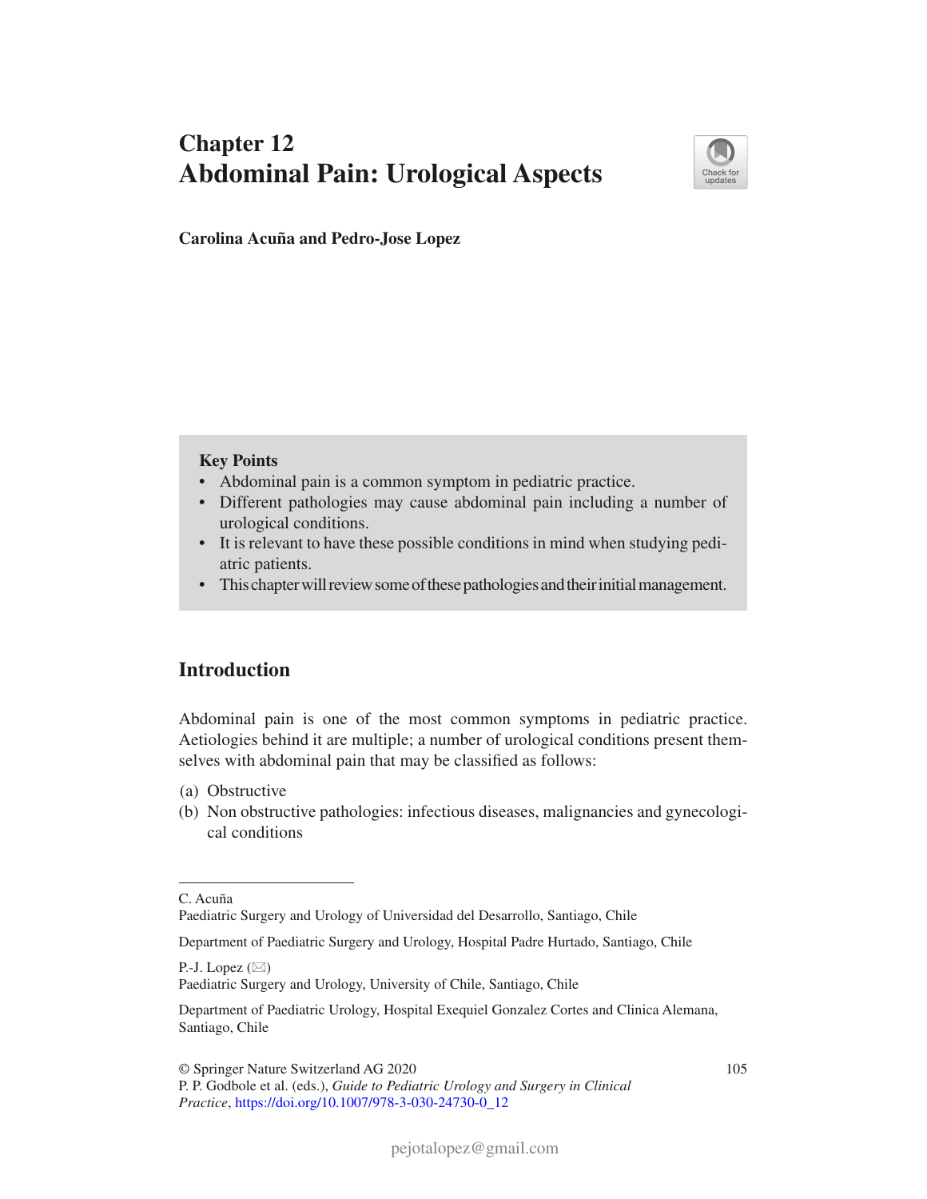# Chapter 12
# Abdominal Pain: Urological Aspects

**Carolina Acuña and Pedro-Jose Lopez**

> **Key Points**
> - Abdominal pain is a common symptom in pediatric practice.
> - Different pathologies may cause abdominal pain including a number of urological conditions.
> - It is relevant to have these possible conditions in mind when studying pediatric patients.
> - This chapter will review some of these pathologies and their initial management.

## Introduction

Abdominal pain is one of the most common symptoms in pediatric practice. Aetiologies behind it are multiple; a number of urological conditions present themselves with abdominal pain that may be classified as follows:

(a) Obstructive
(b) Non obstructive pathologies: infectious diseases, malignancies and gynecological conditions

---

C. Acuña
Paediatric Surgery and Urology of Universidad del Desarrollo, Santiago, Chile

Department of Paediatric Surgery and Urology, Hospital Padre Hurtado, Santiago, Chile

P.-J. Lopez (✉)
Paediatric Surgery and Urology, University of Chile, Santiago, Chile

Department of Paediatric Urology, Hospital Exequiel Gonzalez Cortes and Clinica Alemana, Santiago, Chile

© Springer Nature Switzerland AG 2020
P. P. Godbole et al. (eds.), *Guide to Pediatric Urology and Surgery in Clinical Practice*, https://doi.org/10.1007/978-3-030-24730-0_12

pejotalopez@gmail.com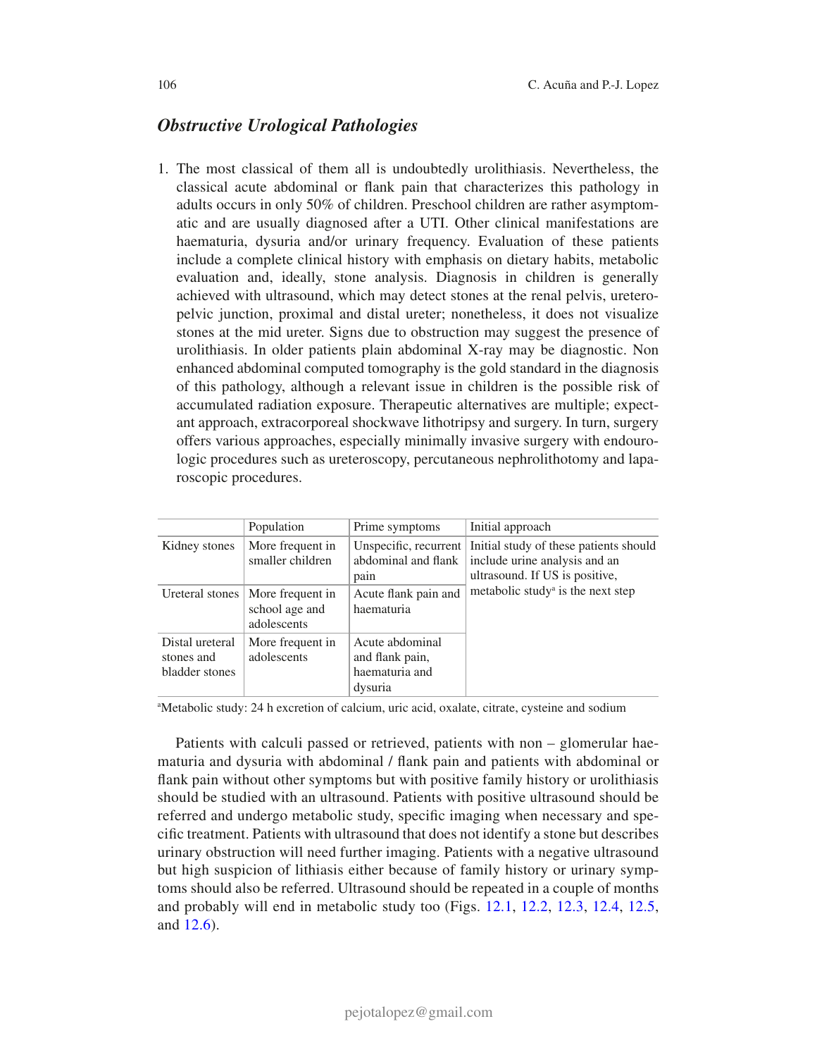## *Obstructive Urological Pathologies*

1. The most classical of them all is undoubtedly urolithiasis. Nevertheless, the classical acute abdominal or flank pain that characterizes this pathology in adults occurs in only 50% of children. Preschool children are rather asymptomatic and are usually diagnosed after a UTI. Other clinical manifestations are haematuria, dysuria and/or urinary frequency. Evaluation of these patients include a complete clinical history with emphasis on dietary habits, metabolic evaluation and, ideally, stone analysis. Diagnosis in children is generally achieved with ultrasound, which may detect stones at the renal pelvis, ureteropelvic junction, proximal and distal ureter; nonetheless, it does not visualize stones at the mid ureter. Signs due to obstruction may suggest the presence of urolithiasis. In older patients plain abdominal X-ray may be diagnostic. Non enhanced abdominal computed tomography is the gold standard in the diagnosis of this pathology, although a relevant issue in children is the possible risk of accumulated radiation exposure. Therapeutic alternatives are multiple; expectant approach, extracorporeal shockwave lithotripsy and surgery. In turn, surgery offers various approaches, especially minimally invasive surgery with endourologic procedures such as ureteroscopy, percutaneous nephrolithotomy and laparoscopic procedures.

| | Population | Prime symptoms | Initial approach |
|---|---|---|---|
| Kidney stones | More frequent in smaller children | Unspecific, recurrent abdominal and flank pain | Initial study of these patients should include urine analysis and an ultrasound. If US is positive, metabolic study[a] is the next step |
| Ureteral stones | More frequent in school age and adolescents | Acute flank pain and haematuria | |
| Distal ureteral stones and bladder stones | More frequent in adolescents | Acute abdominal and flank pain, haematuria and dysuria | |

[a]Metabolic study: 24 h excretion of calcium, uric acid, oxalate, citrate, cysteine and sodium

Patients with calculi passed or retrieved, patients with non – glomerular haematuria and dysuria with abdominal / flank pain and patients with abdominal or flank pain without other symptoms but with positive family history or urolithiasis should be studied with an ultrasound. Patients with positive ultrasound should be referred and undergo metabolic study, specific imaging when necessary and specific treatment. Patients with ultrasound that does not identify a stone but describes urinary obstruction will need further imaging. Patients with a negative ultrasound but high suspicion of lithiasis either because of family history or urinary symptoms should also be referred. Ultrasound should be repeated in a couple of months and probably will end in metabolic study too (Figs. 12.1, 12.2, 12.3, 12.4, 12.5, and 12.6).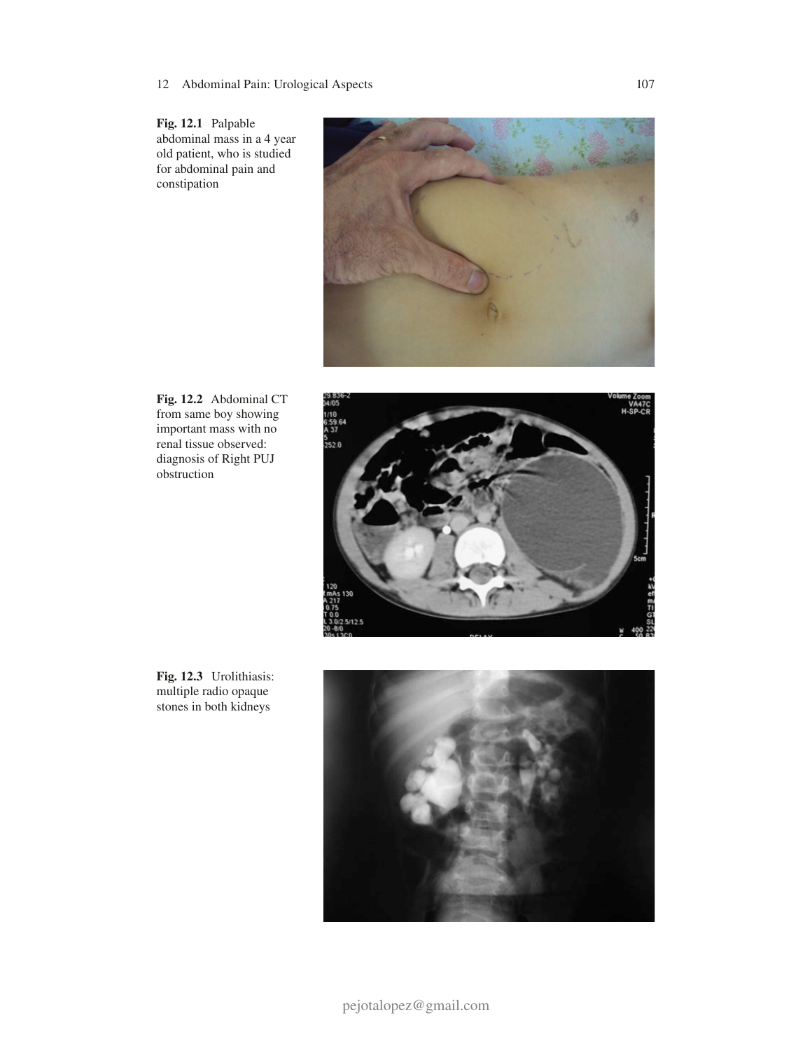**Fig. 12.1** Palpable abdominal mass in a 4 year old patient, who is studied for abdominal pain and constipation

**Fig. 12.2** Abdominal CT from same boy showing important mass with no renal tissue observed: diagnosis of Right PUJ obstruction

**Fig. 12.3** Urolithiasis: multiple radio opaque stones in both kidneys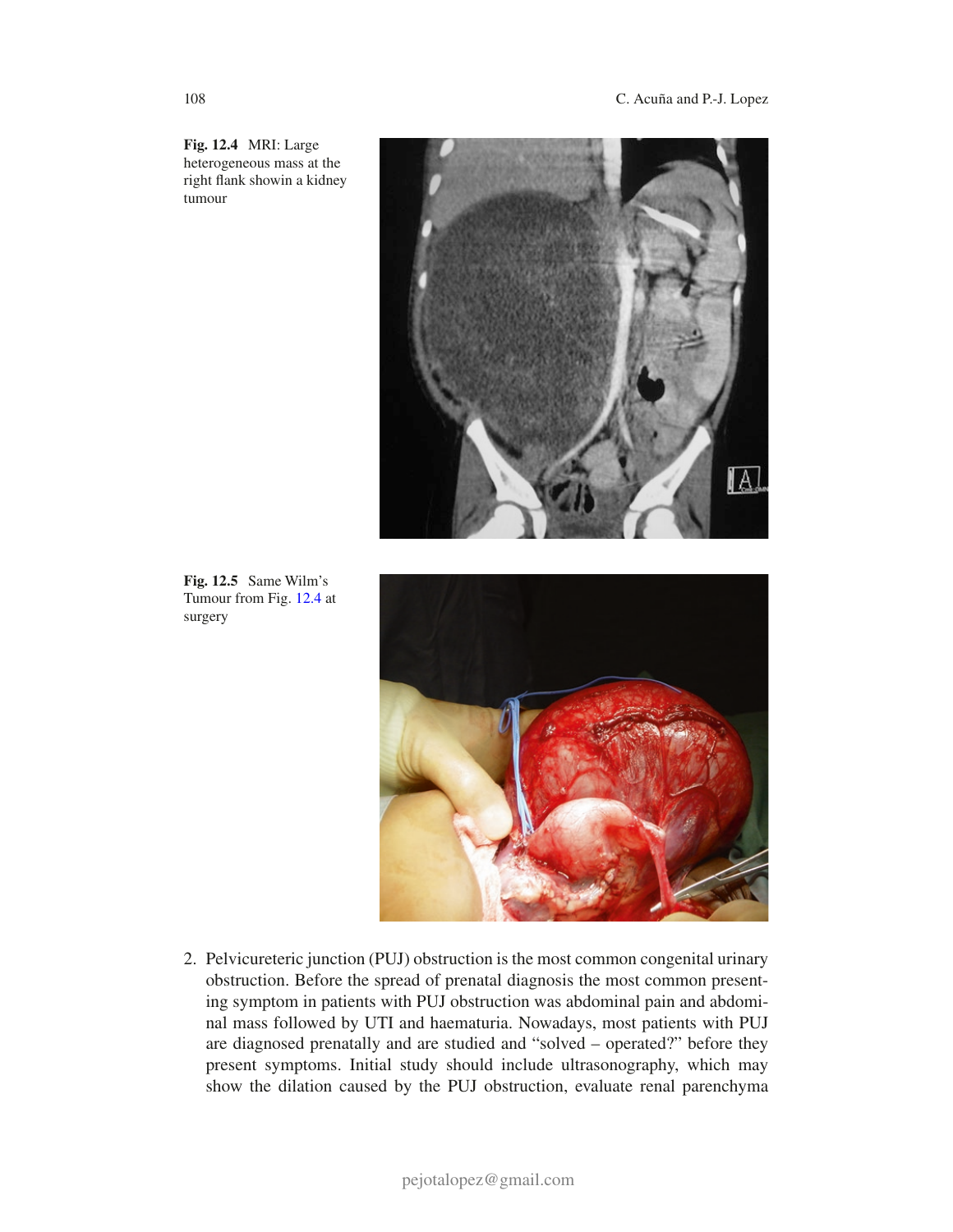**Fig. 12.4** MRI: Large heterogeneous mass at the right flank showin a kidney tumour

**Fig. 12.5** Same Wilm's Tumour from Fig. 12.4 at surgery

2. Pelvicureteric junction (PUJ) obstruction is the most common congenital urinary obstruction. Before the spread of prenatal diagnosis the most common presenting symptom in patients with PUJ obstruction was abdominal pain and abdominal mass followed by UTI and haematuria. Nowadays, most patients with PUJ are diagnosed prenatally and are studied and "solved – operated?" before they present symptoms. Initial study should include ultrasonography, which may show the dilation caused by the PUJ obstruction, evaluate renal parenchyma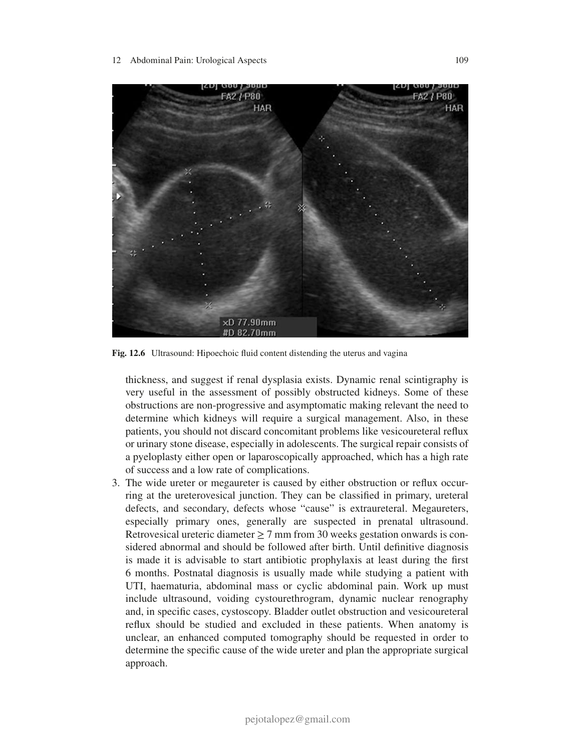**Fig. 12.6** Ultrasound: Hipoechoic fluid content distending the uterus and vagina

thickness, and suggest if renal dysplasia exists. Dynamic renal scintigraphy is very useful in the assessment of possibly obstructed kidneys. Some of these obstructions are non-progressive and asymptomatic making relevant the need to determine which kidneys will require a surgical management. Also, in these patients, you should not discard concomitant problems like vesicoureteral reflux or urinary stone disease, especially in adolescents. The surgical repair consists of a pyeloplasty either open or laparoscopically approached, which has a high rate of success and a low rate of complications.

3. The wide ureter or megaureter is caused by either obstruction or reflux occurring at the ureterovesical junction. They can be classified in primary, ureteral defects, and secondary, defects whose "cause" is extraureteral. Megaureters, especially primary ones, generally are suspected in prenatal ultrasound. Retrovesical ureteric diameter $\geq 7$ mm from 30 weeks gestation onwards is considered abnormal and should be followed after birth. Until definitive diagnosis is made it is advisable to start antibiotic prophylaxis at least during the first 6 months. Postnatal diagnosis is usually made while studying a patient with UTI, haematuria, abdominal mass or cyclic abdominal pain. Work up must include ultrasound, voiding cystourethrogram, dynamic nuclear renography and, in specific cases, cystoscopy. Bladder outlet obstruction and vesicoureteral reflux should be studied and excluded in these patients. When anatomy is unclear, an enhanced computed tomography should be requested in order to determine the specific cause of the wide ureter and plan the appropriate surgical approach.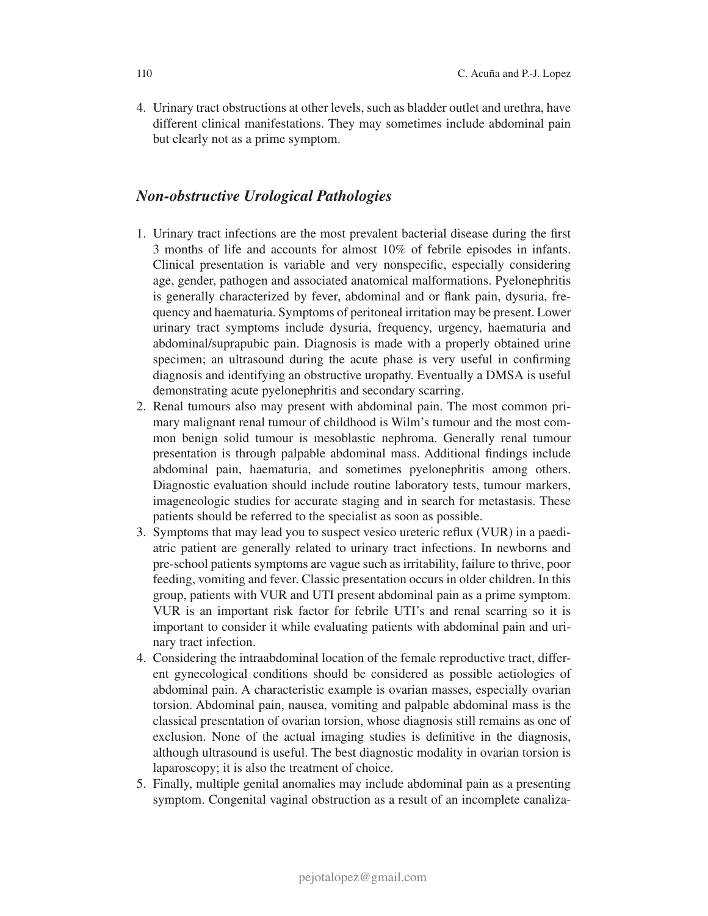4. Urinary tract obstructions at other levels, such as bladder outlet and urethra, have different clinical manifestations. They may sometimes include abdominal pain but clearly not as a prime symptom.

## *Non-obstructive Urological Pathologies*

1. Urinary tract infections are the most prevalent bacterial disease during the first 3 months of life and accounts for almost 10% of febrile episodes in infants. Clinical presentation is variable and very nonspecific, especially considering age, gender, pathogen and associated anatomical malformations. Pyelonephritis is generally characterized by fever, abdominal and or flank pain, dysuria, frequency and haematuria. Symptoms of peritoneal irritation may be present. Lower urinary tract symptoms include dysuria, frequency, urgency, haematuria and abdominal/suprapubic pain. Diagnosis is made with a properly obtained urine specimen; an ultrasound during the acute phase is very useful in confirming diagnosis and identifying an obstructive uropathy. Eventually a DMSA is useful demonstrating acute pyelonephritis and secondary scarring.
2. Renal tumours also may present with abdominal pain. The most common primary malignant renal tumour of childhood is Wilm's tumour and the most common benign solid tumour is mesoblastic nephroma. Generally renal tumour presentation is through palpable abdominal mass. Additional findings include abdominal pain, haematuria, and sometimes pyelonephritis among others. Diagnostic evaluation should include routine laboratory tests, tumour markers, imageneologic studies for accurate staging and in search for metastasis. These patients should be referred to the specialist as soon as possible.
3. Symptoms that may lead you to suspect vesico ureteric reflux (VUR) in a paediatric patient are generally related to urinary tract infections. In newborns and pre-school patients symptoms are vague such as irritability, failure to thrive, poor feeding, vomiting and fever. Classic presentation occurs in older children. In this group, patients with VUR and UTI present abdominal pain as a prime symptom. VUR is an important risk factor for febrile UTI's and renal scarring so it is important to consider it while evaluating patients with abdominal pain and urinary tract infection.
4. Considering the intraabdominal location of the female reproductive tract, different gynecological conditions should be considered as possible aetiologies of abdominal pain. A characteristic example is ovarian masses, especially ovarian torsion. Abdominal pain, nausea, vomiting and palpable abdominal mass is the classical presentation of ovarian torsion, whose diagnosis still remains as one of exclusion. None of the actual imaging studies is definitive in the diagnosis, although ultrasound is useful. The best diagnostic modality in ovarian torsion is laparoscopy; it is also the treatment of choice.
5. Finally, multiple genital anomalies may include abdominal pain as a presenting symptom. Congenital vaginal obstruction as a result of an incomplete canaliza-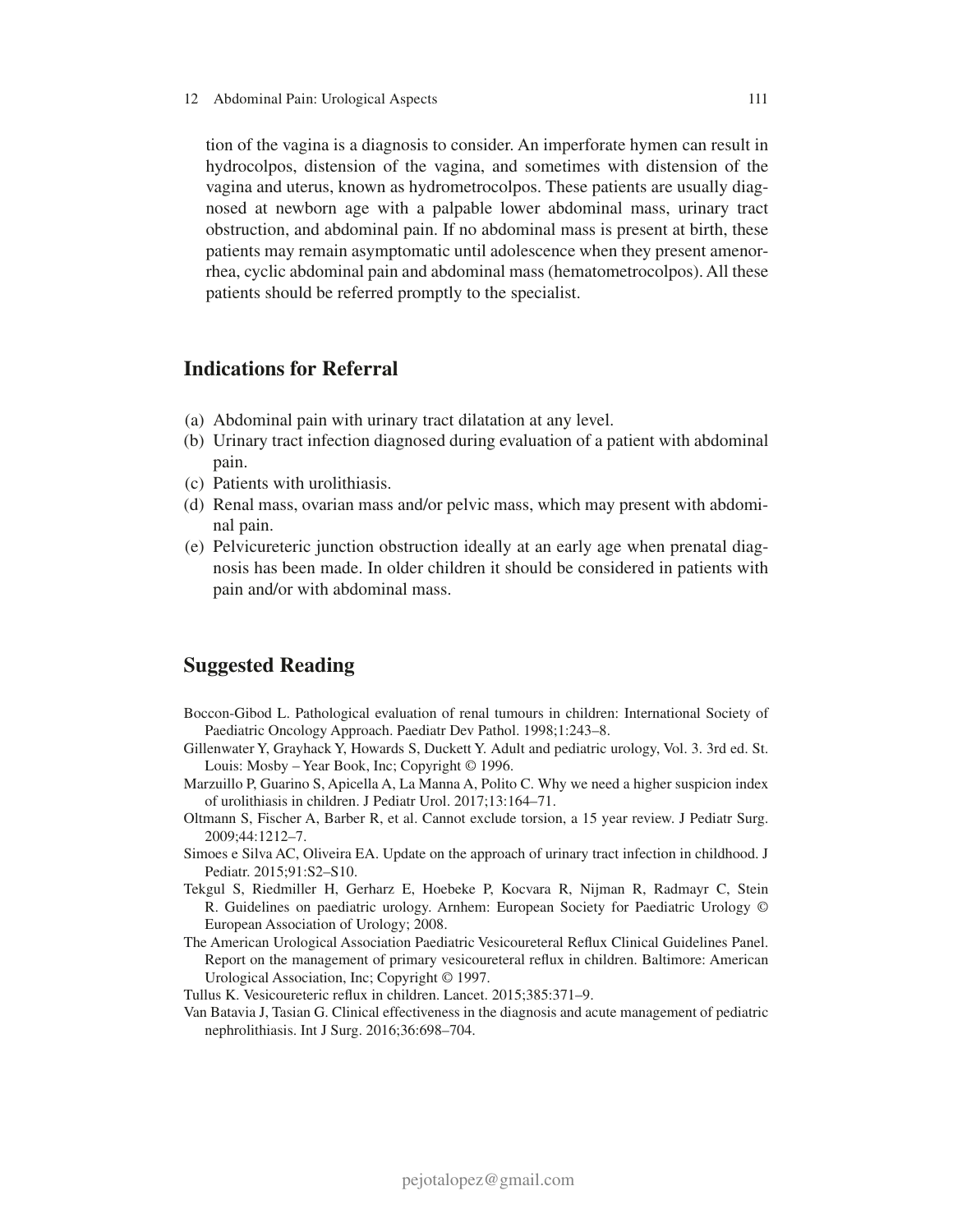tion of the vagina is a diagnosis to consider. An imperforate hymen can result in hydrocolpos, distension of the vagina, and sometimes with distension of the vagina and uterus, known as hydrometrocolpos. These patients are usually diagnosed at newborn age with a palpable lower abdominal mass, urinary tract obstruction, and abdominal pain. If no abdominal mass is present at birth, these patients may remain asymptomatic until adolescence when they present amenorrhea, cyclic abdominal pain and abdominal mass (hematometrocolpos). All these patients should be referred promptly to the specialist.

## Indications for Referral

(a) Abdominal pain with urinary tract dilatation at any level.
(b) Urinary tract infection diagnosed during evaluation of a patient with abdominal pain.
(c) Patients with urolithiasis.
(d) Renal mass, ovarian mass and/or pelvic mass, which may present with abdominal pain.
(e) Pelvicureteric junction obstruction ideally at an early age when prenatal diagnosis has been made. In older children it should be considered in patients with pain and/or with abdominal mass.

## Suggested Reading

Boccon-Gibod L. Pathological evaluation of renal tumours in children: International Society of Paediatric Oncology Approach. Paediatr Dev Pathol. 1998;1:243–8.

Gillenwater Y, Grayhack Y, Howards S, Duckett Y. Adult and pediatric urology, Vol. 3. 3rd ed. St. Louis: Mosby – Year Book, Inc; Copyright © 1996.

Marzuillo P, Guarino S, Apicella A, La Manna A, Polito C. Why we need a higher suspicion index of urolithiasis in children. J Pediatr Urol. 2017;13:164–71.

Oltmann S, Fischer A, Barber R, et al. Cannot exclude torsion, a 15 year review. J Pediatr Surg. 2009;44:1212–7.

Simoes e Silva AC, Oliveira EA. Update on the approach of urinary tract infection in childhood. J Pediatr. 2015;91:S2–S10.

Tekgul S, Riedmiller H, Gerharz E, Hoebeke P, Kocvara R, Nijman R, Radmayr C, Stein R. Guidelines on paediatric urology. Arnhem: European Society for Paediatric Urology © European Association of Urology; 2008.

The American Urological Association Paediatric Vesicoureteral Reflux Clinical Guidelines Panel. Report on the management of primary vesicoureteral reflux in children. Baltimore: American Urological Association, Inc; Copyright © 1997.

Tullus K. Vesicoureteric reflux in children. Lancet. 2015;385:371–9.

Van Batavia J, Tasian G. Clinical effectiveness in the diagnosis and acute management of pediatric nephrolithiasis. Int J Surg. 2016;36:698–704.